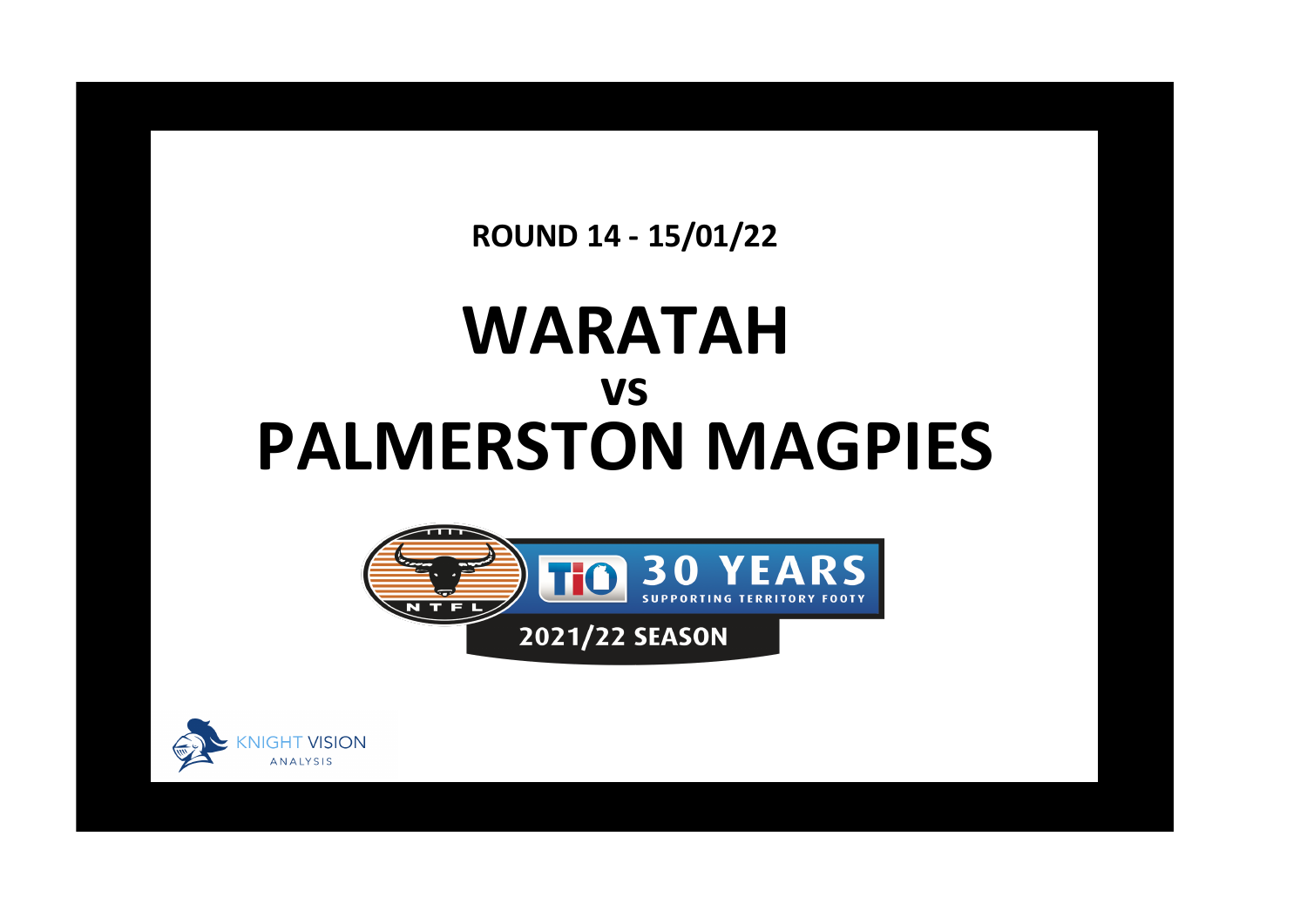**ROUND 14 - 15/01/22**

# WARATAH

## vs

# PALMERSTON MAGPIES

NTFL

TIO 30 YEARS SUPPORTING TERRITORY FOOTY

2021/22 SEASON

KNIGHT VISION ANALYSIS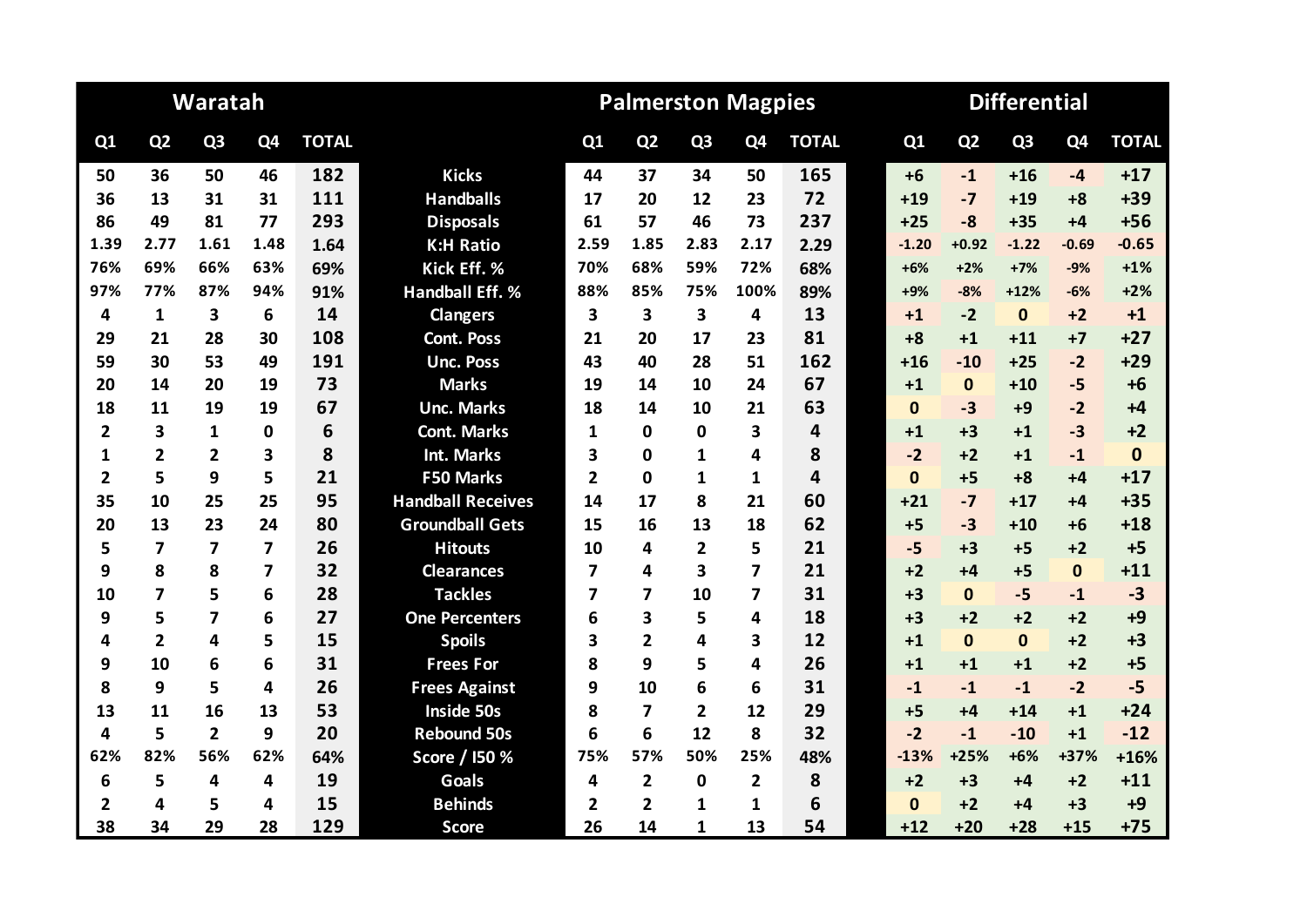| Waratah | | | | | | Palmerston Magpies | | | | | Differential | | | | |
|---|---|---|---|---|---|---|---|---|---|---|---|---|---|---|---|
| Q1 | Q2 | Q3 | Q4 | TOTAL | | Q1 | Q2 | Q3 | Q4 | TOTAL | Q1 | Q2 | Q3 | Q4 | TOTAL |
| 50 | 36 | 50 | 46 | 182 | Kicks | 44 | 37 | 34 | 50 | 165 | +6 | -1 | +16 | -4 | +17 |
| 36 | 13 | 31 | 31 | 111 | Handballs | 17 | 20 | 12 | 23 | 72 | +19 | -7 | +19 | +8 | +39 |
| 86 | 49 | 81 | 77 | 293 | Disposals | 61 | 57 | 46 | 73 | 237 | +25 | -8 | +35 | +4 | +56 |
| 1.39 | 2.77 | 1.61 | 1.48 | 1.64 | K:H Ratio | 2.59 | 1.85 | 2.83 | 2.17 | 2.29 | -1.20 | +0.92 | -1.22 | -0.69 | -0.65 |
| 76% | 69% | 66% | 63% | 69% | Kick Eff. % | 70% | 68% | 59% | 72% | 68% | +6% | +2% | +7% | -9% | +1% |
| 97% | 77% | 87% | 94% | 91% | Handball Eff. % | 88% | 85% | 75% | 100% | 89% | +9% | -8% | +12% | -6% | +2% |
| 4 | 1 | 3 | 6 | 14 | Clangers | 3 | 3 | 3 | 4 | 13 | +1 | -2 | 0 | +2 | +1 |
| 29 | 21 | 28 | 30 | 108 | Cont. Poss | 21 | 20 | 17 | 23 | 81 | +8 | +1 | +11 | +7 | +27 |
| 59 | 30 | 53 | 49 | 191 | Unc. Poss | 43 | 40 | 28 | 51 | 162 | +16 | -10 | +25 | -2 | +29 |
| 20 | 14 | 20 | 19 | 73 | Marks | 19 | 14 | 10 | 24 | 67 | +1 | 0 | +10 | -5 | +6 |
| 18 | 11 | 19 | 19 | 67 | Unc. Marks | 18 | 14 | 10 | 21 | 63 | 0 | -3 | +9 | -2 | +4 |
| 2 | 3 | 1 | 0 | 6 | Cont. Marks | 1 | 0 | 0 | 3 | 4 | +1 | +3 | +1 | -3 | +2 |
| 1 | 2 | 2 | 3 | 8 | Int. Marks | 3 | 0 | 1 | 4 | 8 | -2 | +2 | +1 | -1 | 0 |
| 2 | 5 | 9 | 5 | 21 | F50 Marks | 2 | 0 | 1 | 1 | 4 | 0 | +5 | +8 | +4 | +17 |
| 35 | 10 | 25 | 25 | 95 | Handball Receives | 14 | 17 | 8 | 21 | 60 | +21 | -7 | +17 | +4 | +35 |
| 20 | 13 | 23 | 24 | 80 | Groundball Gets | 15 | 16 | 13 | 18 | 62 | +5 | -3 | +10 | +6 | +18 |
| 5 | 7 | 7 | 7 | 26 | Hitouts | 10 | 4 | 2 | 5 | 21 | -5 | +3 | +5 | +2 | +5 |
| 9 | 8 | 8 | 7 | 32 | Clearances | 7 | 4 | 3 | 7 | 21 | +2 | +4 | +5 | 0 | +11 |
| 10 | 7 | 5 | 6 | 28 | Tackles | 7 | 7 | 10 | 7 | 31 | +3 | 0 | -5 | -1 | -3 |
| 9 | 5 | 7 | 6 | 27 | One Percenters | 6 | 3 | 5 | 4 | 18 | +3 | +2 | +2 | +2 | +9 |
| 4 | 2 | 4 | 5 | 15 | Spoils | 3 | 2 | 4 | 3 | 12 | +1 | 0 | 0 | +2 | +3 |
| 9 | 10 | 6 | 6 | 31 | Frees For | 8 | 9 | 5 | 4 | 26 | +1 | +1 | +1 | +2 | +5 |
| 8 | 9 | 5 | 4 | 26 | Frees Against | 9 | 10 | 6 | 6 | 31 | -1 | -1 | -1 | -2 | -5 |
| 13 | 11 | 16 | 13 | 53 | Inside 50s | 8 | 7 | 2 | 12 | 29 | +5 | +4 | +14 | +1 | +24 |
| 4 | 5 | 2 | 9 | 20 | Rebound 50s | 6 | 6 | 12 | 8 | 32 | -2 | -1 | -10 | +1 | -12 |
| 62% | 82% | 56% | 62% | 64% | Score / I50 % | 75% | 57% | 50% | 25% | 48% | -13% | +25% | +6% | +37% | +16% |
| 6 | 5 | 4 | 4 | 19 | Goals | 4 | 2 | 0 | 2 | 8 | +2 | +3 | +4 | +2 | +11 |
| 2 | 4 | 5 | 4 | 15 | Behinds | 2 | 2 | 1 | 1 | 6 | 0 | +2 | +4 | +3 | +9 |
| 38 | 34 | 29 | 28 | 129 | Score | 26 | 14 | 1 | 13 | 54 | +12 | +20 | +28 | +15 | +75 |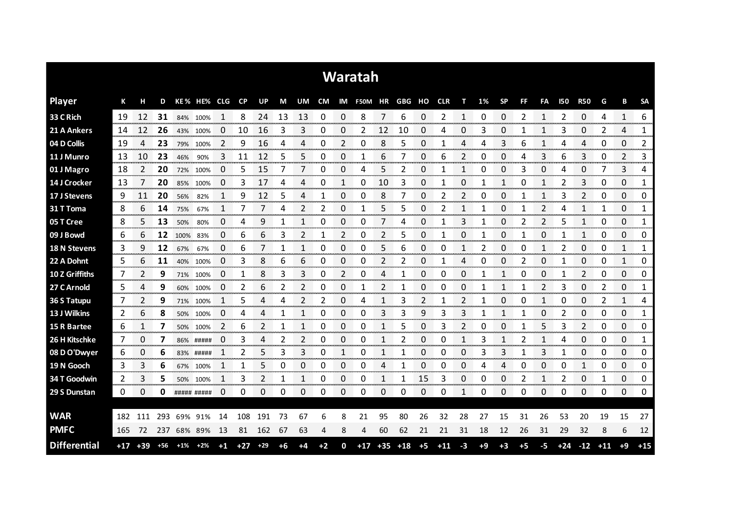# Waratah

| Player | K | H | D | KE% | HE% | CLG | CP | UP | M | UM | CM | IM | F50M | HR | GBG | HO | CLR | T | 1% | SP | FF | FA | I50 | R50 | G | B | SA |
|---|---|---|---|---|---|---|---|---|---|---|---|---|---|---|---|---|---|---|---|---|---|---|---|---|---|---|---|
| 33 C Rich | 19 | 12 | **31** | 84% | 100% | 1 | 8 | 24 | 13 | 13 | 0 | 0 | 8 | 7 | 6 | 0 | 2 | 1 | 0 | 0 | 2 | 1 | 2 | 0 | 4 | 1 | 6 |
| 21 A Ankers | 14 | 12 | **26** | 43% | 100% | 0 | 10 | 16 | 3 | 3 | 0 | 0 | 2 | 12 | 10 | 0 | 4 | 0 | 3 | 0 | 1 | 1 | 3 | 0 | 2 | 4 | 1 |
| 04 D Collis | 19 | 4 | **23** | 79% | 100% | 2 | 9 | 16 | 4 | 4 | 0 | 2 | 0 | 8 | 5 | 0 | 1 | 4 | 4 | 3 | 6 | 1 | 4 | 4 | 0 | 0 | 2 |
| 11 J Munro | 13 | 10 | **23** | 46% | 90% | 3 | 11 | 12 | 5 | 5 | 0 | 0 | 1 | 6 | 7 | 0 | 6 | 2 | 0 | 0 | 4 | 3 | 6 | 3 | 0 | 2 | 3 |
| 01 J Magro | 18 | 2 | **20** | 72% | 100% | 0 | 5 | 15 | 7 | 7 | 0 | 0 | 4 | 5 | 2 | 0 | 1 | 1 | 0 | 0 | 3 | 0 | 4 | 0 | 7 | 3 | 4 |
| 14 J Crocker | 13 | 7 | **20** | 85% | 100% | 0 | 3 | 17 | 4 | 4 | 0 | 1 | 0 | 10 | 3 | 0 | 1 | 0 | 1 | 1 | 0 | 1 | 2 | 3 | 0 | 0 | 1 |
| 17 J Stevens | 9 | 11 | **20** | 56% | 82% | 1 | 9 | 12 | 5 | 4 | 1 | 0 | 0 | 8 | 7 | 0 | 2 | 2 | 0 | 0 | 1 | 1 | 3 | 2 | 0 | 0 | 0 |
| 31 T Toma | 8 | 6 | **14** | 75% | 67% | 1 | 7 | 7 | 4 | 2 | 2 | 0 | 1 | 5 | 5 | 0 | 2 | 1 | 1 | 0 | 1 | 2 | 4 | 1 | 1 | 0 | 1 |
| 05 T Cree | 8 | 5 | **13** | 50% | 80% | 0 | 4 | 9 | 1 | 1 | 0 | 0 | 0 | 7 | 4 | 0 | 1 | 3 | 1 | 0 | 2 | 2 | 5 | 1 | 0 | 0 | 1 |
| 09 J Bowd | 6 | 6 | **12** | 100% | 83% | 0 | 6 | 6 | 3 | 2 | 1 | 2 | 0 | 2 | 5 | 0 | 1 | 0 | 1 | 0 | 1 | 0 | 1 | 1 | 0 | 0 | 0 |
| 18 N Stevens | 3 | 9 | **12** | 67% | 67% | 0 | 6 | 7 | 1 | 1 | 0 | 0 | 0 | 5 | 6 | 0 | 0 | 1 | 2 | 0 | 0 | 1 | 2 | 0 | 0 | 1 | 1 |
| 22 A Dohnt | 5 | 6 | **11** | 40% | 100% | 0 | 3 | 8 | 6 | 6 | 0 | 0 | 0 | 2 | 2 | 0 | 1 | 4 | 0 | 0 | 2 | 0 | 1 | 0 | 0 | 1 | 0 |
| 10 Z Griffiths | 7 | 2 | **9** | 71% | 100% | 0 | 1 | 8 | 3 | 3 | 0 | 2 | 0 | 4 | 1 | 0 | 0 | 0 | 1 | 1 | 0 | 0 | 1 | 2 | 0 | 0 | 0 |
| 27 C Arnold | 5 | 4 | **9** | 60% | 100% | 0 | 2 | 6 | 2 | 2 | 0 | 0 | 1 | 2 | 1 | 0 | 0 | 0 | 1 | 1 | 1 | 2 | 3 | 0 | 2 | 0 | 1 |
| 36 S Tatupu | 7 | 2 | **9** | 71% | 100% | 1 | 5 | 4 | 4 | 2 | 2 | 0 | 4 | 1 | 3 | 2 | 1 | 2 | 1 | 0 | 0 | 1 | 0 | 0 | 2 | 1 | 4 |
| 13 J Wilkins | 2 | 6 | **8** | 50% | 100% | 0 | 4 | 4 | 1 | 1 | 0 | 0 | 0 | 3 | 3 | 9 | 3 | 3 | 1 | 1 | 1 | 0 | 2 | 0 | 0 | 0 | 1 |
| 15 R Bartee | 6 | 1 | **7** | 50% | 100% | 2 | 6 | 2 | 1 | 1 | 0 | 0 | 0 | 1 | 5 | 0 | 3 | 2 | 0 | 0 | 1 | 5 | 3 | 2 | 0 | 0 | 0 |
| 26 H Kitschke | 7 | 0 | **7** | 86% | ##### | 0 | 3 | 4 | 2 | 2 | 0 | 0 | 0 | 1 | 2 | 0 | 0 | 1 | 3 | 1 | 2 | 1 | 4 | 0 | 0 | 0 | 1 |
| 08 D O'Dwyer | 6 | 0 | **6** | 83% | ##### | 1 | 2 | 5 | 3 | 3 | 0 | 1 | 0 | 1 | 1 | 0 | 0 | 0 | 3 | 3 | 1 | 3 | 1 | 0 | 0 | 0 | 0 |
| 19 N Gooch | 3 | 3 | **6** | 67% | 100% | 1 | 1 | 5 | 0 | 0 | 0 | 0 | 0 | 4 | 1 | 0 | 0 | 0 | 4 | 4 | 0 | 0 | 0 | 1 | 0 | 0 | 0 |
| 34 T Goodwin | 2 | 3 | **5** | 50% | 100% | 1 | 3 | 2 | 1 | 1 | 0 | 0 | 0 | 1 | 1 | 15 | 3 | 0 | 0 | 0 | 2 | 1 | 2 | 0 | 1 | 0 | 0 |
| 29 S Dunstan | 0 | 0 | **0** | ##### | ##### | 0 | 0 | 0 | 0 | 0 | 0 | 0 | 0 | 0 | 0 | 0 | 0 | 1 | 0 | 0 | 0 | 0 | 0 | 0 | 0 | 0 | 0 |
| **WAR** | 182 | 111 | 293 | 69% | 91% | 14 | 108 | 191 | 73 | 67 | 6 | 8 | 21 | 95 | 80 | 26 | 32 | 28 | 27 | 15 | 31 | 26 | 53 | 20 | 19 | 15 | 27 |
| **PMFC** | 165 | 72 | 237 | 68% | 89% | 13 | 81 | 162 | 67 | 63 | 4 | 8 | 4 | 60 | 62 | 21 | 21 | 31 | 18 | 12 | 26 | 31 | 29 | 32 | 8 | 6 | 12 |
| **Differential** | +17 | +39 | +56 | +1% | +2% | +1 | +27 | +29 | +6 | +4 | +2 | 0 | +17 | +35 | +18 | +5 | +11 | -3 | +9 | +3 | +5 | -5 | +24 | -12 | +11 | +9 | +15 |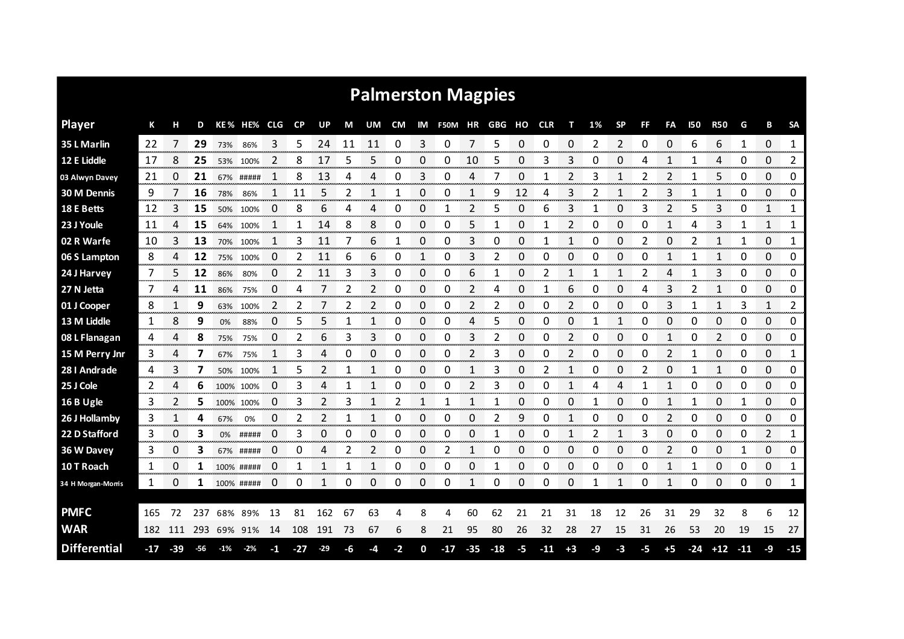# Palmerston Magpies

| Player | K | H | D | KE% | HE% | CLG | CP | UP | M | UM | CM | IM | F50M | HR | GBG | HO | CLR | T | 1% | SP | FF | FA | I50 | R50 | G | B | SA |
|---|---|---|---|---|---|---|---|---|---|---|---|---|---|---|---|---|---|---|---|---|---|---|---|---|---|---|---|
| 35 L Marlin | 22 | 7 | **29** | 73% | 86% | 3 | 5 | 24 | 11 | 11 | 0 | 3 | 0 | 7 | 5 | 0 | 0 | 0 | 2 | 2 | 0 | 0 | 6 | 6 | 1 | 0 | 1 |
| 12 E Liddle | 17 | 8 | **25** | 53% | 100% | 2 | 8 | 17 | 5 | 5 | 0 | 0 | 0 | 10 | 5 | 0 | 3 | 3 | 0 | 0 | 4 | 1 | 1 | 4 | 0 | 0 | 2 |
| 03 Alwyn Davey | 21 | 0 | **21** | 67% | ##### | 1 | 8 | 13 | 4 | 4 | 0 | 3 | 0 | 4 | 7 | 0 | 1 | 2 | 3 | 1 | 2 | 2 | 1 | 5 | 0 | 0 | 0 |
| 30 M Dennis | 9 | 7 | **16** | 78% | 86% | 1 | 11 | 5 | 2 | 1 | 1 | 0 | 0 | 1 | 9 | 12 | 4 | 3 | 2 | 1 | 2 | 3 | 1 | 1 | 0 | 0 | 0 |
| 18 E Betts | 12 | 3 | **15** | 50% | 100% | 0 | 8 | 6 | 4 | 4 | 0 | 0 | 1 | 2 | 5 | 0 | 6 | 3 | 1 | 0 | 3 | 2 | 5 | 3 | 0 | 1 | 1 |
| 23 J Youle | 11 | 4 | **15** | 64% | 100% | 1 | 1 | 14 | 8 | 8 | 0 | 0 | 0 | 5 | 1 | 0 | 1 | 2 | 0 | 0 | 0 | 1 | 4 | 3 | 1 | 1 | 1 |
| 02 R Warfe | 10 | 3 | **13** | 70% | 100% | 1 | 3 | 11 | 7 | 6 | 1 | 0 | 0 | 3 | 0 | 0 | 1 | 1 | 0 | 0 | 2 | 0 | 2 | 1 | 1 | 0 | 1 |
| 06 S Lampton | 8 | 4 | **12** | 75% | 100% | 0 | 2 | 11 | 6 | 6 | 0 | 1 | 0 | 3 | 2 | 0 | 0 | 0 | 0 | 0 | 0 | 1 | 1 | 1 | 0 | 0 | 0 |
| 24 J Harvey | 7 | 5 | **12** | 86% | 80% | 0 | 2 | 11 | 3 | 3 | 0 | 0 | 0 | 6 | 1 | 0 | 2 | 1 | 1 | 1 | 2 | 4 | 1 | 3 | 0 | 0 | 0 |
| 27 N Jetta | 7 | 4 | **11** | 86% | 75% | 0 | 4 | 7 | 2 | 2 | 0 | 0 | 0 | 2 | 4 | 0 | 1 | 6 | 0 | 0 | 4 | 3 | 2 | 1 | 0 | 0 | 0 |
| 01 J Cooper | 8 | 1 | **9** | 63% | 100% | 2 | 2 | 7 | 2 | 2 | 0 | 0 | 0 | 2 | 2 | 0 | 0 | 2 | 0 | 0 | 0 | 3 | 1 | 1 | 3 | 1 | 2 |
| 13 M Liddle | 1 | 8 | **9** | 0% | 88% | 0 | 5 | 5 | 1 | 1 | 0 | 0 | 0 | 4 | 5 | 0 | 0 | 0 | 1 | 1 | 0 | 0 | 0 | 0 | 0 | 0 | 0 |
| 08 L Flanagan | 4 | 4 | **8** | 75% | 75% | 0 | 2 | 6 | 3 | 3 | 0 | 0 | 0 | 3 | 2 | 0 | 0 | 2 | 0 | 0 | 0 | 1 | 0 | 2 | 0 | 0 | 0 |
| 15 M Perry Jnr | 3 | 4 | **7** | 67% | 75% | 1 | 3 | 4 | 0 | 0 | 0 | 0 | 0 | 2 | 3 | 0 | 0 | 2 | 0 | 0 | 0 | 2 | 1 | 0 | 0 | 0 | 1 |
| 28 I Andrade | 4 | 3 | **7** | 50% | 100% | 1 | 5 | 2 | 1 | 1 | 0 | 0 | 0 | 1 | 3 | 0 | 2 | 1 | 0 | 0 | 2 | 0 | 1 | 1 | 0 | 0 | 0 |
| 25 J Cole | 2 | 4 | **6** | 100% | 100% | 0 | 3 | 4 | 1 | 1 | 0 | 0 | 0 | 2 | 3 | 0 | 0 | 1 | 4 | 4 | 1 | 1 | 0 | 0 | 0 | 0 | 0 |
| 16 B Ugle | 3 | 2 | **5** | 100% | 100% | 0 | 3 | 2 | 3 | 1 | 2 | 1 | 1 | 1 | 1 | 0 | 0 | 0 | 1 | 0 | 0 | 1 | 1 | 0 | 1 | 0 | 0 |
| 26 J Hollamby | 3 | 1 | **4** | 67% | 0% | 0 | 2 | 2 | 1 | 1 | 0 | 0 | 0 | 0 | 2 | 9 | 0 | 1 | 0 | 0 | 0 | 2 | 0 | 0 | 0 | 0 | 0 |
| 22 D Stafford | 3 | 0 | **3** | 0% | ##### | 0 | 3 | 0 | 0 | 0 | 0 | 0 | 0 | 0 | 1 | 0 | 0 | 1 | 2 | 1 | 3 | 0 | 0 | 0 | 0 | 2 | 1 |
| 36 W Davey | 3 | 0 | **3** | 67% | ##### | 0 | 0 | 4 | 2 | 2 | 0 | 0 | 2 | 1 | 0 | 0 | 0 | 0 | 0 | 0 | 0 | 2 | 0 | 0 | 1 | 0 | 0 |
| 10 T Roach | 1 | 0 | **1** | 100% | ##### | 0 | 1 | 1 | 1 | 1 | 0 | 0 | 0 | 0 | 1 | 0 | 0 | 0 | 0 | 0 | 0 | 1 | 1 | 0 | 0 | 0 | 1 |
| 34 H Morgan-Morris | 1 | 0 | **1** | 100% | ##### | 0 | 0 | 1 | 0 | 0 | 0 | 0 | 0 | 1 | 0 | 0 | 0 | 0 | 1 | 1 | 0 | 1 | 0 | 0 | 0 | 0 | 1 |
| **PMFC** | 165 | 72 | 237 | 68% | 89% | 13 | 81 | 162 | 67 | 63 | 4 | 8 | 4 | 60 | 62 | 21 | 21 | 31 | 18 | 12 | 26 | 31 | 29 | 32 | 8 | 6 | 12 |
| **WAR** | 182 | 111 | 293 | 69% | 91% | 14 | 108 | 191 | 73 | 67 | 6 | 8 | 21 | 95 | 80 | 26 | 32 | 28 | 27 | 15 | 31 | 26 | 53 | 20 | 19 | 15 | 27 |
| **Differential** | -17 | -39 | -56 | -1% | -2% | -1 | -27 | -29 | -6 | -4 | -2 | 0 | -17 | -35 | -18 | -5 | -11 | +3 | -9 | -3 | -5 | +5 | -24 | +12 | -11 | -9 | -15 |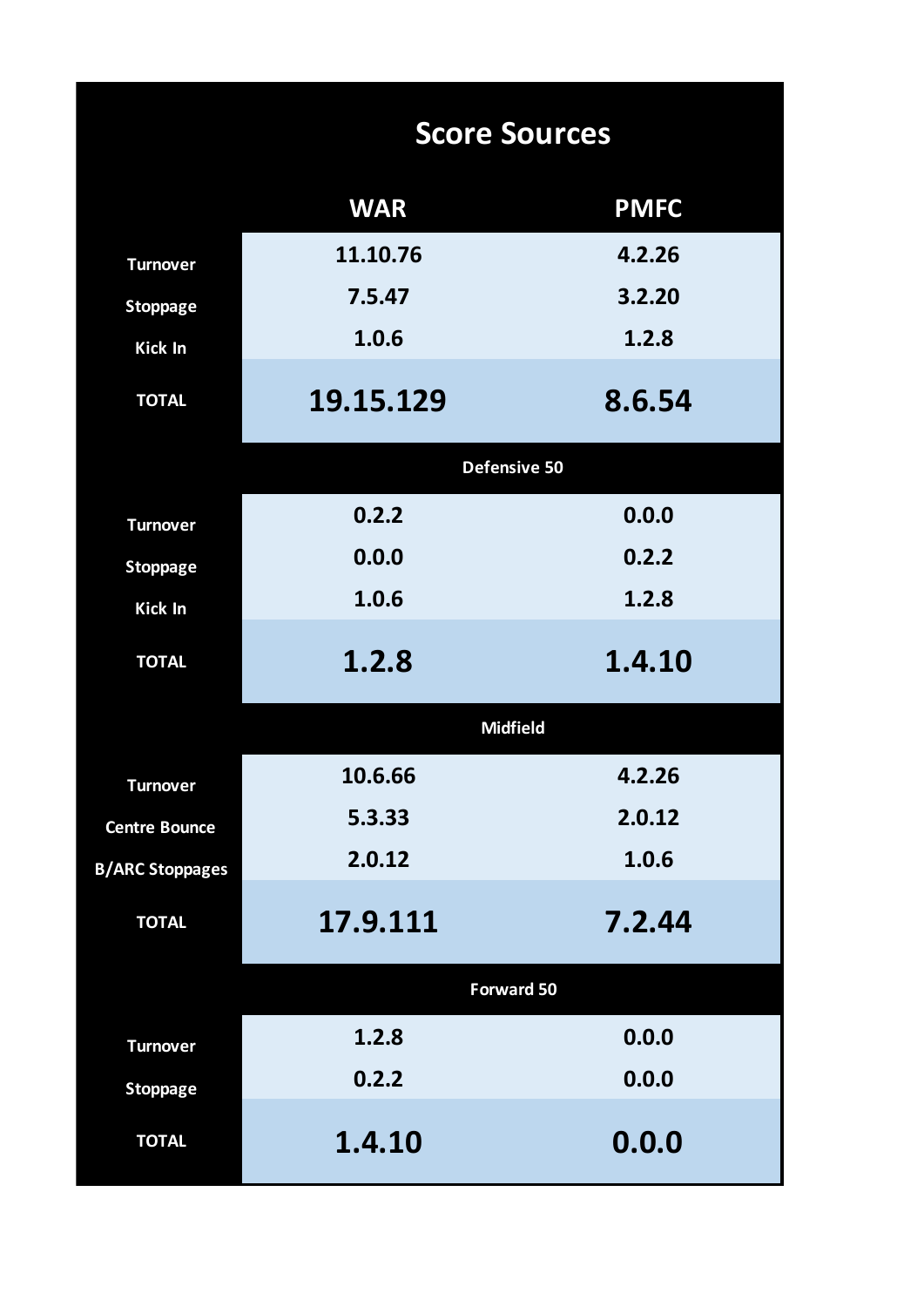# Score Sources

| | WAR | PMFC |
|---|---|---|
| Turnover | 11.10.76 | 4.2.26 |
| Stoppage | 7.5.47 | 3.2.20 |
| Kick In | 1.0.6 | 1.2.8 |
| **TOTAL** | **19.15.129** | **8.6.54** |
| **Defensive 50** | | |
| Turnover | 0.2.2 | 0.0.0 |
| Stoppage | 0.0.0 | 0.2.2 |
| Kick In | 1.0.6 | 1.2.8 |
| **TOTAL** | **1.2.8** | **1.4.10** |
| **Midfield** | | |
| Turnover | 10.6.66 | 4.2.26 |
| Centre Bounce | 5.3.33 | 2.0.12 |
| B/ARC Stoppages | 2.0.12 | 1.0.6 |
| **TOTAL** | **17.9.111** | **7.2.44** |
| **Forward 50** | | |
| Turnover | 1.2.8 | 0.0.0 |
| Stoppage | 0.2.2 | 0.0.0 |
| **TOTAL** | **1.4.10** | **0.0.0** |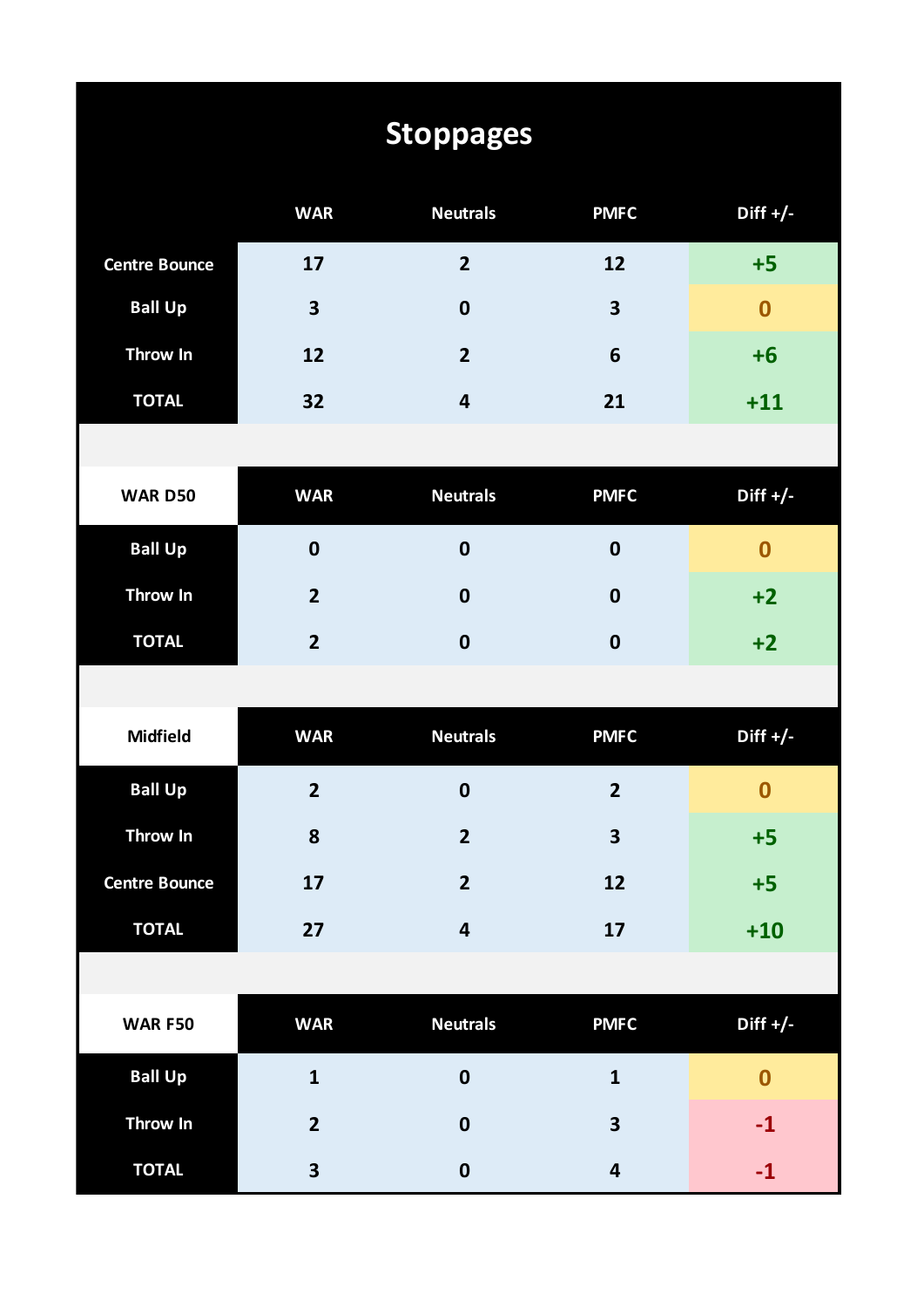# Stoppages

| | WAR | Neutrals | PMFC | Diff +/- |
|---|---|---|---|---|
| Centre Bounce | 17 | 2 | 12 | +5 |
| Ball Up | 3 | 0 | 3 | 0 |
| Throw In | 12 | 2 | 6 | +6 |
| TOTAL | 32 | 4 | 21 | +11 |

| WAR D50 | WAR | Neutrals | PMFC | Diff +/- |
|---|---|---|---|---|
| Ball Up | 0 | 0 | 0 | 0 |
| Throw In | 2 | 0 | 0 | +2 |
| TOTAL | 2 | 0 | 0 | +2 |

| Midfield | WAR | Neutrals | PMFC | Diff +/- |
|---|---|---|---|---|
| Ball Up | 2 | 0 | 2 | 0 |
| Throw In | 8 | 2 | 3 | +5 |
| Centre Bounce | 17 | 2 | 12 | +5 |
| TOTAL | 27 | 4 | 17 | +10 |

| WAR F50 | WAR | Neutrals | PMFC | Diff +/- |
|---|---|---|---|---|
| Ball Up | 1 | 0 | 1 | 0 |
| Throw In | 2 | 0 | 3 | -1 |
| TOTAL | 3 | 0 | 4 | -1 |